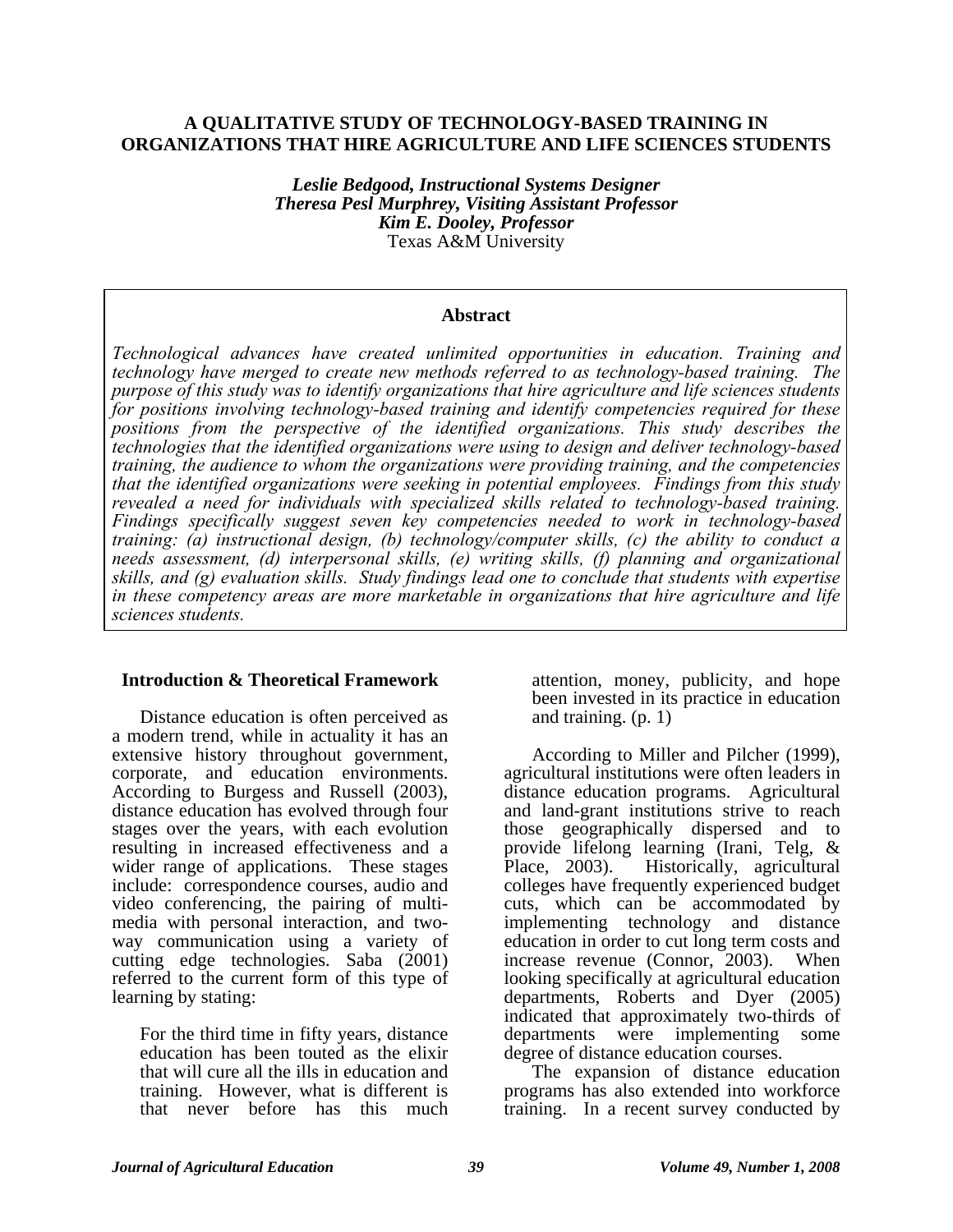# A QUALITATIVE STUDY OF TECHNOLOGY-BASED TRAINING IN ORGANIZATIONS THAT HIRE AGRICULTURE AND LIFE SCIENCES STUDENTS

***Leslie Bedgood, Instructional Systems Designer***
***Theresa Pesl Murphrey, Visiting Assistant Professor***
***Kim E. Dooley, Professor***
Texas A&M University

## Abstract

*Technological advances have created unlimited opportunities in education. Training and technology have merged to create new methods referred to as technology-based training. The purpose of this study was to identify organizations that hire agriculture and life sciences students for positions involving technology-based training and identify competencies required for these positions from the perspective of the identified organizations. This study describes the technologies that the identified organizations were using to design and deliver technology-based training, the audience to whom the organizations were providing training, and the competencies that the identified organizations were seeking in potential employees. Findings from this study revealed a need for individuals with specialized skills related to technology-based training. Findings specifically suggest seven key competencies needed to work in technology-based training: (a) instructional design, (b) technology/computer skills, (c) the ability to conduct a needs assessment, (d) interpersonal skills, (e) writing skills, (f) planning and organizational skills, and (g) evaluation skills. Study findings lead one to conclude that students with expertise in these competency areas are more marketable in organizations that hire agriculture and life sciences students.*

## Introduction & Theoretical Framework

Distance education is often perceived as a modern trend, while in actuality it has an extensive history throughout government, corporate, and education environments. According to Burgess and Russell (2003), distance education has evolved through four stages over the years, with each evolution resulting in increased effectiveness and a wider range of applications. These stages include: correspondence courses, audio and video conferencing, the pairing of multi-media with personal interaction, and two-way communication using a variety of cutting edge technologies. Saba (2001) referred to the current form of this type of learning by stating:

> For the third time in fifty years, distance education has been touted as the elixir that will cure all the ills in education and training. However, what is different is that never before has this much attention, money, publicity, and hope been invested in its practice in education and training. (p. 1)

According to Miller and Pilcher (1999), agricultural institutions were often leaders in distance education programs. Agricultural and land-grant institutions strive to reach those geographically dispersed and to provide lifelong learning (Irani, Telg, & Place, 2003). Historically, agricultural colleges have frequently experienced budget cuts, which can be accommodated by implementing technology and distance education in order to cut long term costs and increase revenue (Connor, 2003). When looking specifically at agricultural education departments, Roberts and Dyer (2005) indicated that approximately two-thirds of departments were implementing some degree of distance education courses.

The expansion of distance education programs has also extended into workforce training. In a recent survey conducted by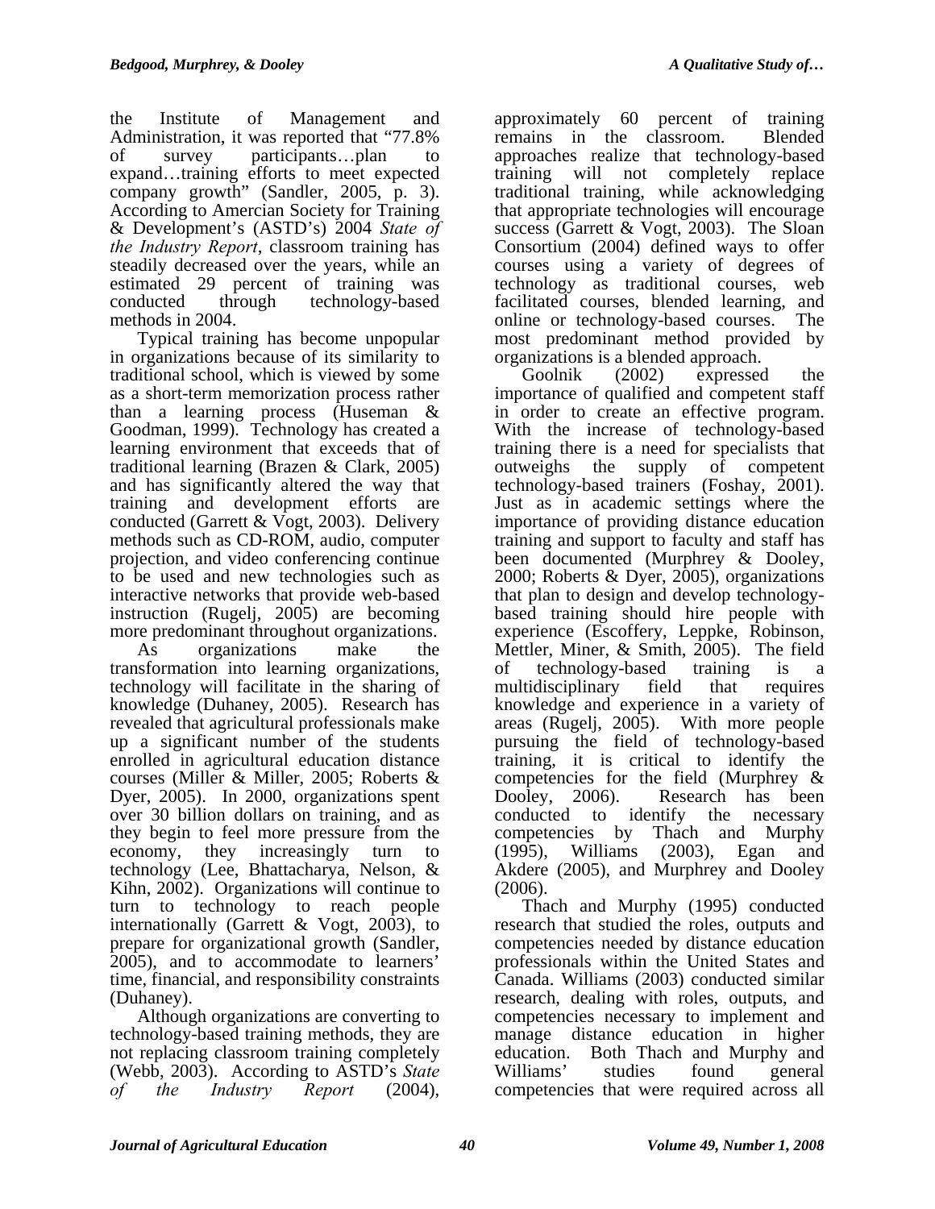the Institute of Management and Administration, it was reported that "77.8% of survey participants…plan to expand…training efforts to meet expected company growth" (Sandler, 2005, p. 3). According to Amercian Society for Training & Development's (ASTD's) 2004 *State of the Industry Report*, classroom training has steadily decreased over the years, while an estimated 29 percent of training was conducted through technology-based methods in 2004.

Typical training has become unpopular in organizations because of its similarity to traditional school, which is viewed by some as a short-term memorization process rather than a learning process (Huseman & Goodman, 1999). Technology has created a learning environment that exceeds that of traditional learning (Brazen & Clark, 2005) and has significantly altered the way that training and development efforts are conducted (Garrett & Vogt, 2003). Delivery methods such as CD-ROM, audio, computer projection, and video conferencing continue to be used and new technologies such as interactive networks that provide web-based instruction (Rugelj, 2005) are becoming more predominant throughout organizations.

As organizations make the transformation into learning organizations, technology will facilitate in the sharing of knowledge (Duhaney, 2005). Research has revealed that agricultural professionals make up a significant number of the students enrolled in agricultural education distance courses (Miller & Miller, 2005; Roberts & Dyer, 2005). In 2000, organizations spent over 30 billion dollars on training, and as they begin to feel more pressure from the economy, they increasingly turn to technology (Lee, Bhattacharya, Nelson, & Kihn, 2002). Organizations will continue to turn to technology to reach people internationally (Garrett & Vogt, 2003), to prepare for organizational growth (Sandler, 2005), and to accommodate to learners' time, financial, and responsibility constraints (Duhaney).

Although organizations are converting to technology-based training methods, they are not replacing classroom training completely (Webb, 2003). According to ASTD's *State of the Industry Report* (2004), approximately 60 percent of training remains in the classroom. Blended approaches realize that technology-based training will not completely replace traditional training, while acknowledging that appropriate technologies will encourage success (Garrett & Vogt, 2003). The Sloan Consortium (2004) defined ways to offer courses using a variety of degrees of technology as traditional courses, web facilitated courses, blended learning, and online or technology-based courses. The most predominant method provided by organizations is a blended approach.

Goolnik (2002) expressed the importance of qualified and competent staff in order to create an effective program. With the increase of technology-based training there is a need for specialists that outweighs the supply of competent technology-based trainers (Foshay, 2001). Just as in academic settings where the importance of providing distance education training and support to faculty and staff has been documented (Murphrey & Dooley, 2000; Roberts & Dyer, 2005), organizations that plan to design and develop technology-based training should hire people with experience (Escoffery, Leppke, Robinson, Mettler, Miner, & Smith, 2005). The field of technology-based training is a multidisciplinary field that requires knowledge and experience in a variety of areas (Rugelj, 2005). With more people pursuing the field of technology-based training, it is critical to identify the competencies for the field (Murphrey & Dooley, 2006). Research has been conducted to identify the necessary competencies by Thach and Murphy (1995), Williams (2003), Egan and Akdere (2005), and Murphrey and Dooley (2006).

Thach and Murphy (1995) conducted research that studied the roles, outputs and competencies needed by distance education professionals within the United States and Canada. Williams (2003) conducted similar research, dealing with roles, outputs, and competencies necessary to implement and manage distance education in higher education. Both Thach and Murphy and Williams' studies found general competencies that were required across all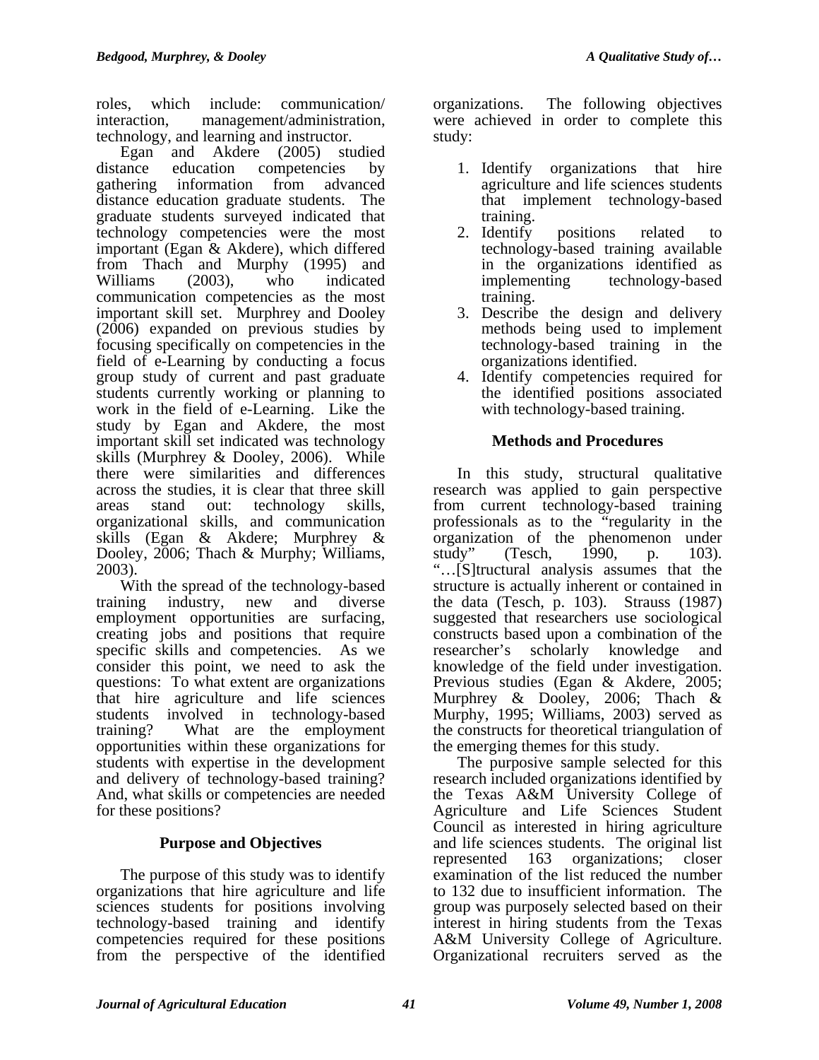roles, which include: communication/ interaction, management/administration, technology, and learning and instructor.

Egan and Akdere (2005) studied distance education competencies by gathering information from advanced distance education graduate students. The graduate students surveyed indicated that technology competencies were the most important (Egan & Akdere), which differed from Thach and Murphy (1995) and Williams (2003), who indicated communication competencies as the most important skill set. Murphrey and Dooley (2006) expanded on previous studies by focusing specifically on competencies in the field of e-Learning by conducting a focus group study of current and past graduate students currently working or planning to work in the field of e-Learning. Like the study by Egan and Akdere, the most important skill set indicated was technology skills (Murphrey & Dooley, 2006). While there were similarities and differences across the studies, it is clear that three skill areas stand out: technology skills, organizational skills, and communication skills (Egan & Akdere; Murphrey & Dooley, 2006; Thach & Murphy; Williams, 2003).

With the spread of the technology-based training industry, new and diverse employment opportunities are surfacing, creating jobs and positions that require specific skills and competencies. As we consider this point, we need to ask the questions: To what extent are organizations that hire agriculture and life sciences students involved in technology-based training? What are the employment opportunities within these organizations for students with expertise in the development and delivery of technology-based training? And, what skills or competencies are needed for these positions?

## Purpose and Objectives

The purpose of this study was to identify organizations that hire agriculture and life sciences students for positions involving technology-based training and identify competencies required for these positions from the perspective of the identified organizations. The following objectives were achieved in order to complete this study:

1. Identify organizations that hire agriculture and life sciences students that implement technology-based training.
2. Identify positions related to technology-based training available in the organizations identified as implementing technology-based training.
3. Describe the design and delivery methods being used to implement technology-based training in the organizations identified.
4. Identify competencies required for the identified positions associated with technology-based training.

## Methods and Procedures

In this study, structural qualitative research was applied to gain perspective from current technology-based training professionals as to the "regularity in the organization of the phenomenon under study" (Tesch, 1990, p. 103). "…[S]tructural analysis assumes that the structure is actually inherent or contained in the data (Tesch, p. 103). Strauss (1987) suggested that researchers use sociological constructs based upon a combination of the researcher's scholarly knowledge and knowledge of the field under investigation. Previous studies (Egan & Akdere, 2005; Murphrey & Dooley, 2006; Thach & Murphy, 1995; Williams, 2003) served as the constructs for theoretical triangulation of the emerging themes for this study.

The purposive sample selected for this research included organizations identified by the Texas A&M University College of Agriculture and Life Sciences Student Council as interested in hiring agriculture and life sciences students. The original list represented 163 organizations; closer examination of the list reduced the number to 132 due to insufficient information. The group was purposely selected based on their interest in hiring students from the Texas A&M University College of Agriculture. Organizational recruiters served as the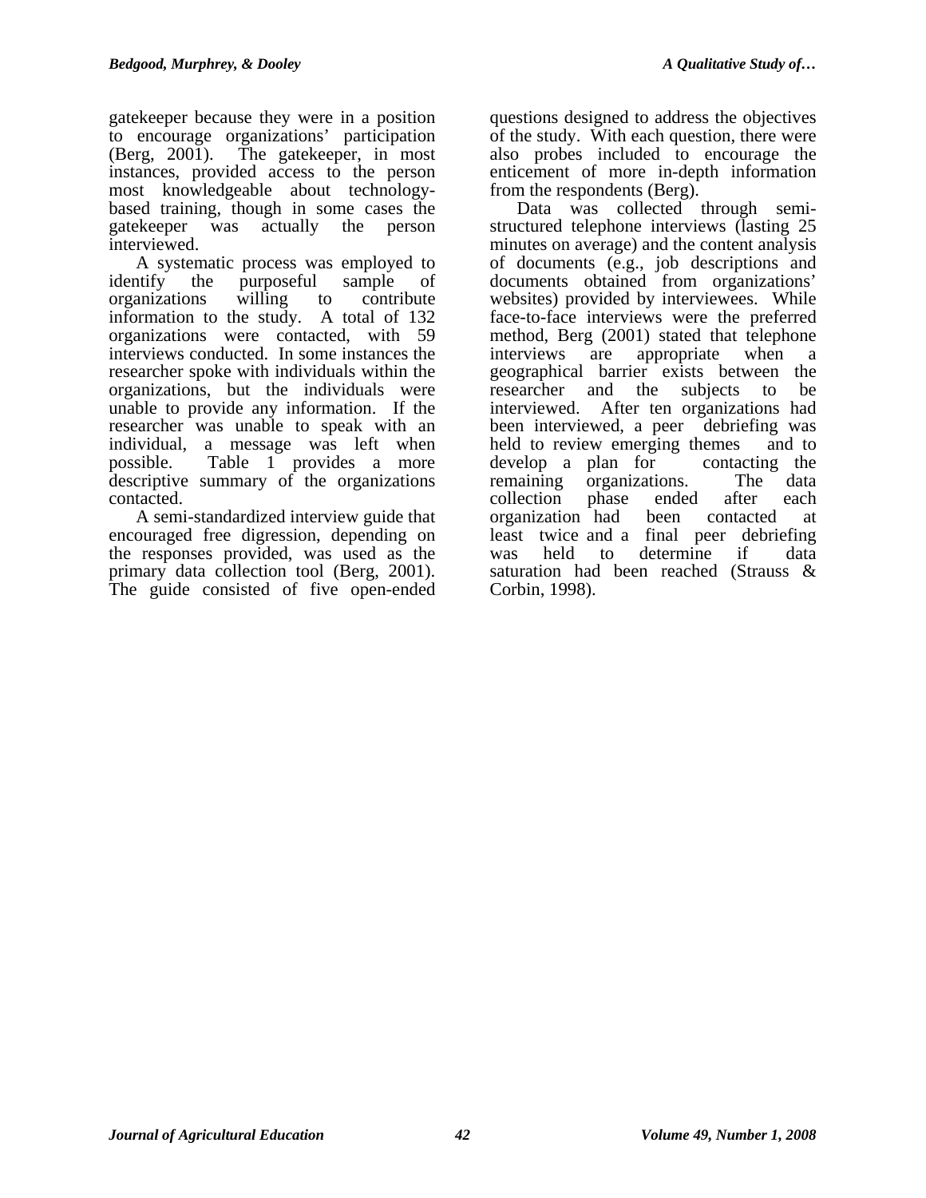gatekeeper because they were in a position to encourage organizations' participation (Berg, 2001). The gatekeeper, in most instances, provided access to the person most knowledgeable about technology-based training, though in some cases the gatekeeper was actually the person interviewed.

A systematic process was employed to identify the purposeful sample of organizations willing to contribute information to the study. A total of 132 organizations were contacted, with 59 interviews conducted. In some instances the researcher spoke with individuals within the organizations, but the individuals were unable to provide any information. If the researcher was unable to speak with an individual, a message was left when possible. Table 1 provides a more descriptive summary of the organizations contacted.

A semi-standardized interview guide that encouraged free digression, depending on the responses provided, was used as the primary data collection tool (Berg, 2001). The guide consisted of five open-ended questions designed to address the objectives of the study. With each question, there were also probes included to encourage the enticement of more in-depth information from the respondents (Berg).

Data was collected through semi-structured telephone interviews (lasting 25 minutes on average) and the content analysis of documents (e.g., job descriptions and documents obtained from organizations' websites) provided by interviewees. While face-to-face interviews were the preferred method, Berg (2001) stated that telephone interviews are appropriate when a geographical barrier exists between the researcher and the subjects to be interviewed. After ten organizations had been interviewed, a peer debriefing was held to review emerging themes and to develop a plan for contacting the remaining organizations. The data collection phase ended after each organization had been contacted at least twice and a final peer debriefing was held to determine if data saturation had been reached (Strauss & Corbin, 1998).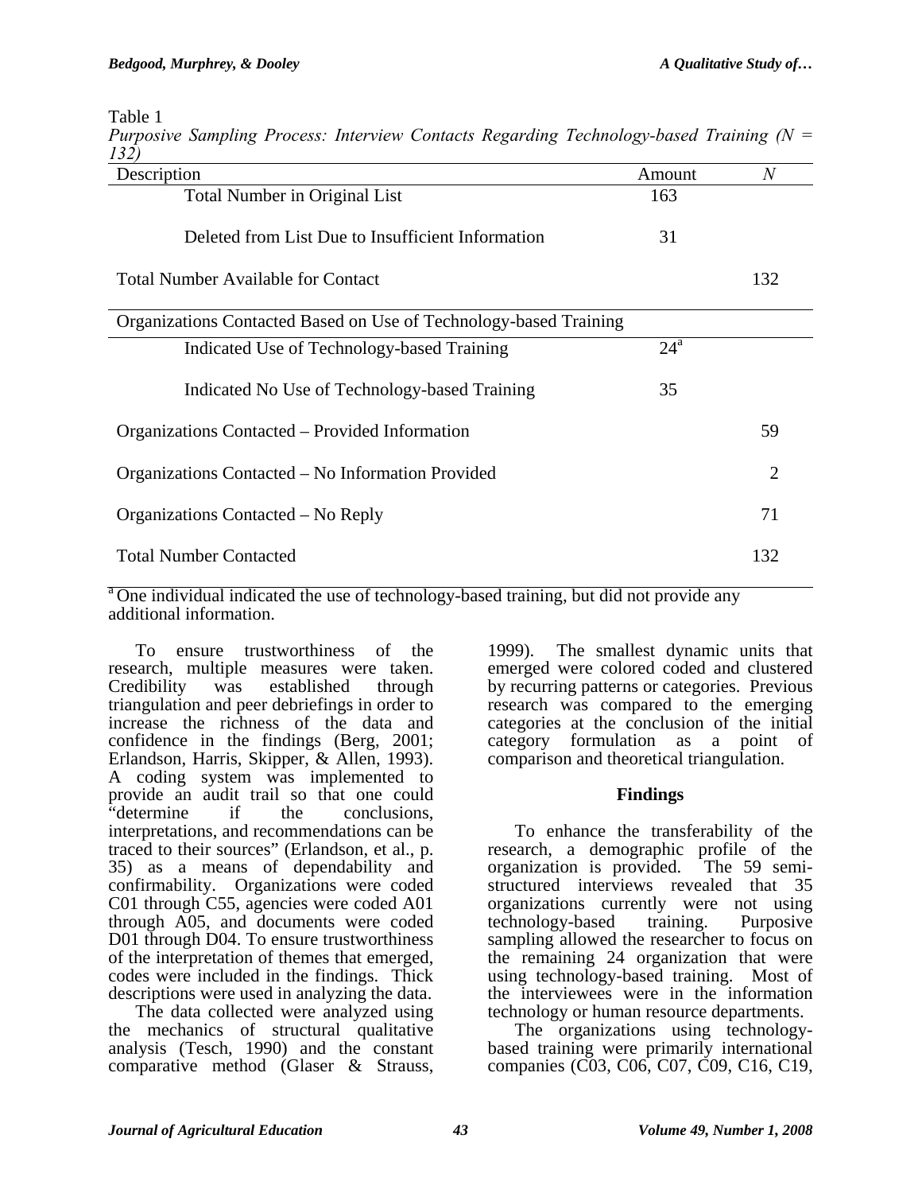Table 1
*Purposive Sampling Process: Interview Contacts Regarding Technology-based Training (N = 132)*

| Description | Amount | *N* |
|---|---|---|
| Total Number in Original List | 163 | |
| Deleted from List Due to Insufficient Information | 31 | |
| Total Number Available for Contact | | 132 |
| Organizations Contacted Based on Use of Technology-based Training | | |
| Indicated Use of Technology-based Training | 24[a] | |
| Indicated No Use of Technology-based Training | 35 | |
| Organizations Contacted – Provided Information | | 59 |
| Organizations Contacted – No Information Provided | | 2 |
| Organizations Contacted – No Reply | | 71 |
| Total Number Contacted | | 132 |

[a] One individual indicated the use of technology-based training, but did not provide any additional information.

To ensure trustworthiness of the research, multiple measures were taken. Credibility was established through triangulation and peer debriefings in order to increase the richness of the data and confidence in the findings (Berg, 2001; Erlandson, Harris, Skipper, & Allen, 1993). A coding system was implemented to provide an audit trail so that one could "determine if the conclusions, interpretations, and recommendations can be traced to their sources" (Erlandson, et al., p. 35) as a means of dependability and confirmability. Organizations were coded C01 through C55, agencies were coded A01 through A05, and documents were coded D01 through D04. To ensure trustworthiness of the interpretation of themes that emerged, codes were included in the findings. Thick descriptions were used in analyzing the data.

The data collected were analyzed using the mechanics of structural qualitative analysis (Tesch, 1990) and the constant comparative method (Glaser & Strauss, 1999). The smallest dynamic units that emerged were colored coded and clustered by recurring patterns or categories. Previous research was compared to the emerging categories at the conclusion of the initial category formulation as a point of comparison and theoretical triangulation.

## Findings

To enhance the transferability of the research, a demographic profile of the organization is provided. The 59 semi-structured interviews revealed that 35 organizations currently were not using technology-based training. Purposive sampling allowed the researcher to focus on the remaining 24 organization that were using technology-based training. Most of the interviewees were in the information technology or human resource departments.

The organizations using technology-based training were primarily international companies (C03, C06, C07, C09, C16, C19,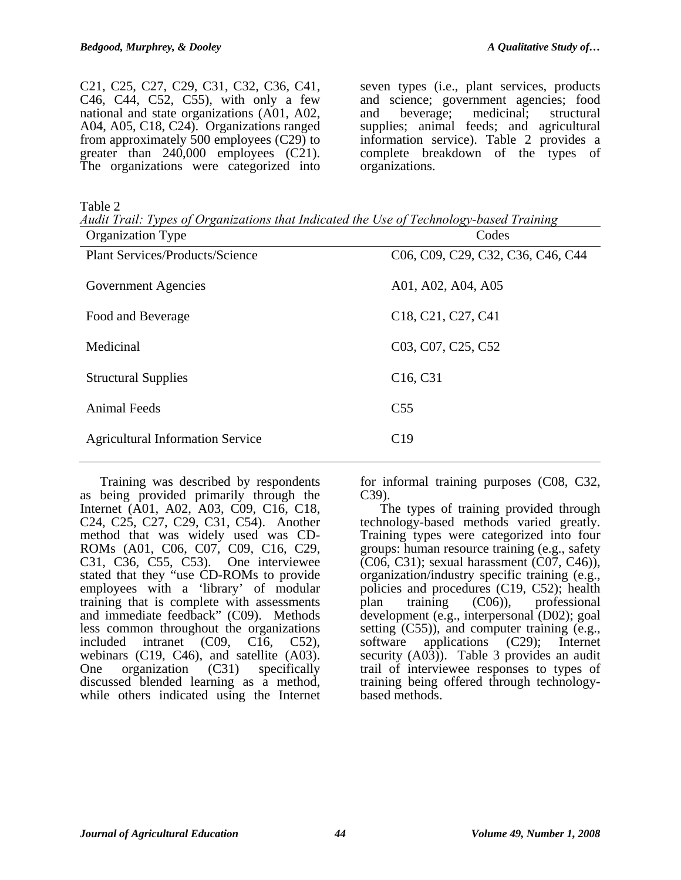C21, C25, C27, C29, C31, C32, C36, C41, C46, C44, C52, C55), with only a few national and state organizations (A01, A02, A04, A05, C18, C24). Organizations ranged from approximately 500 employees (C29) to greater than 240,000 employees (C21). The organizations were categorized into seven types (i.e., plant services, products and science; government agencies; food and beverage; medicinal; structural supplies; animal feeds; and agricultural information service). Table 2 provides a complete breakdown of the types of organizations.

Table 2
*Audit Trail: Types of Organizations that Indicated the Use of Technology-based Training*

| Organization Type | Codes |
|---|---|
| Plant Services/Products/Science | C06, C09, C29, C32, C36, C46, C44 |
| Government Agencies | A01, A02, A04, A05 |
| Food and Beverage | C18, C21, C27, C41 |
| Medicinal | C03, C07, C25, C52 |
| Structural Supplies | C16, C31 |
| Animal Feeds | C55 |
| Agricultural Information Service | C19 |

Training was described by respondents as being provided primarily through the Internet (A01, A02, A03, C09, C16, C18, C24, C25, C27, C29, C31, C54). Another method that was widely used was CD-ROMs (A01, C06, C07, C09, C16, C29, C31, C36, C55, C53). One interviewee stated that they "use CD-ROMs to provide employees with a 'library' of modular training that is complete with assessments and immediate feedback" (C09). Methods less common throughout the organizations included intranet (C09, C16, C52), webinars (C19, C46), and satellite (A03). One organization (C31) specifically discussed blended learning as a method, while others indicated using the Internet for informal training purposes (C08, C32, C39).

The types of training provided through technology-based methods varied greatly. Training types were categorized into four groups: human resource training (e.g., safety (C06, C31); sexual harassment (C07, C46)), organization/industry specific training (e.g., policies and procedures (C19, C52); health plan training (C06)), professional development (e.g., interpersonal (D02); goal setting (C55)), and computer training (e.g., software applications (C29); Internet security (A03)). Table 3 provides an audit trail of interviewee responses to types of training being offered through technology-based methods.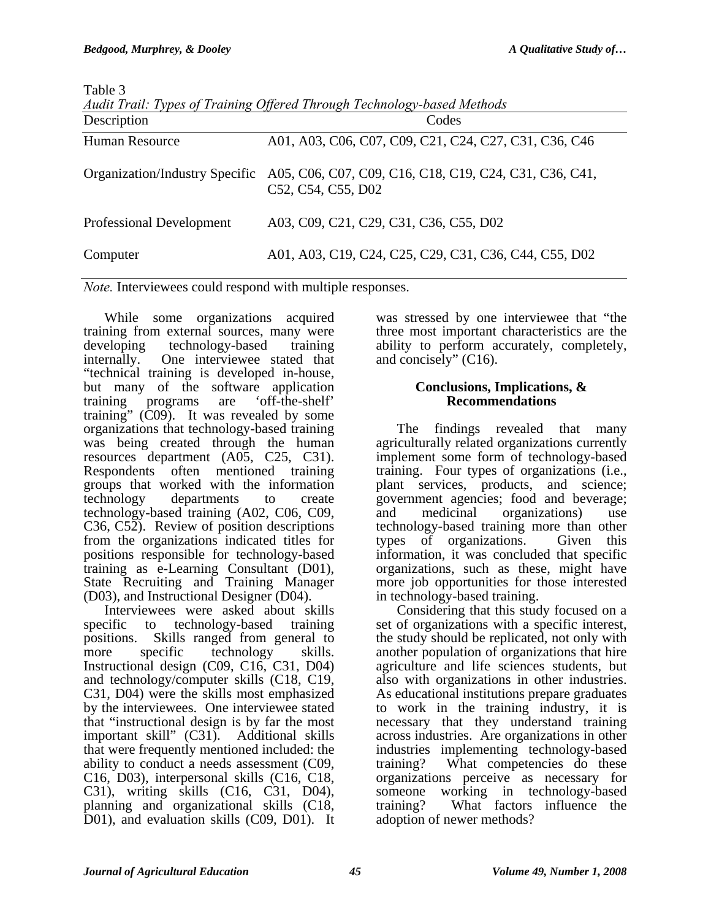Table 3
*Audit Trail: Types of Training Offered Through Technology-based Methods*

| Description | Codes |
|---|---|
| Human Resource | A01, A03, C06, C07, C09, C21, C24, C27, C31, C36, C46 |
| Organization/Industry Specific | A05, C06, C07, C09, C16, C18, C19, C24, C31, C36, C41, C52, C54, C55, D02 |
| Professional Development | A03, C09, C21, C29, C31, C36, C55, D02 |
| Computer | A01, A03, C19, C24, C25, C29, C31, C36, C44, C55, D02 |

*Note.* Interviewees could respond with multiple responses.

While some organizations acquired training from external sources, many were developing technology-based training internally. One interviewee stated that "technical training is developed in-house, but many of the software application training programs are 'off-the-shelf' training" (C09). It was revealed by some organizations that technology-based training was being created through the human resources department (A05, C25, C31). Respondents often mentioned training groups that worked with the information technology departments to create technology-based training (A02, C06, C09, C36, C52). Review of position descriptions from the organizations indicated titles for positions responsible for technology-based training as e-Learning Consultant (D01), State Recruiting and Training Manager (D03), and Instructional Designer (D04).

Interviewees were asked about skills specific to technology-based training positions. Skills ranged from general to more specific technology skills. Instructional design (C09, C16, C31, D04) and technology/computer skills (C18, C19, C31, D04) were the skills most emphasized by the interviewees. One interviewee stated that "instructional design is by far the most important skill" (C31). Additional skills that were frequently mentioned included: the ability to conduct a needs assessment (C09, C16, D03), interpersonal skills (C16, C18, C31), writing skills (C16, C31, D04), planning and organizational skills (C18, D01), and evaluation skills (C09, D01). It was stressed by one interviewee that "the three most important characteristics are the ability to perform accurately, completely, and concisely" (C16).

## Conclusions, Implications, & Recommendations

The findings revealed that many agriculturally related organizations currently implement some form of technology-based training. Four types of organizations (i.e., plant services, products, and science; government agencies; food and beverage; and medicinal organizations) use technology-based training more than other types of organizations. Given this information, it was concluded that specific organizations, such as these, might have more job opportunities for those interested in technology-based training.

Considering that this study focused on a set of organizations with a specific interest, the study should be replicated, not only with another population of organizations that hire agriculture and life sciences students, but also with organizations in other industries. As educational institutions prepare graduates to work in the training industry, it is necessary that they understand training across industries. Are organizations in other industries implementing technology-based training? What competencies do these organizations perceive as necessary for someone working in technology-based training? What factors influence the adoption of newer methods?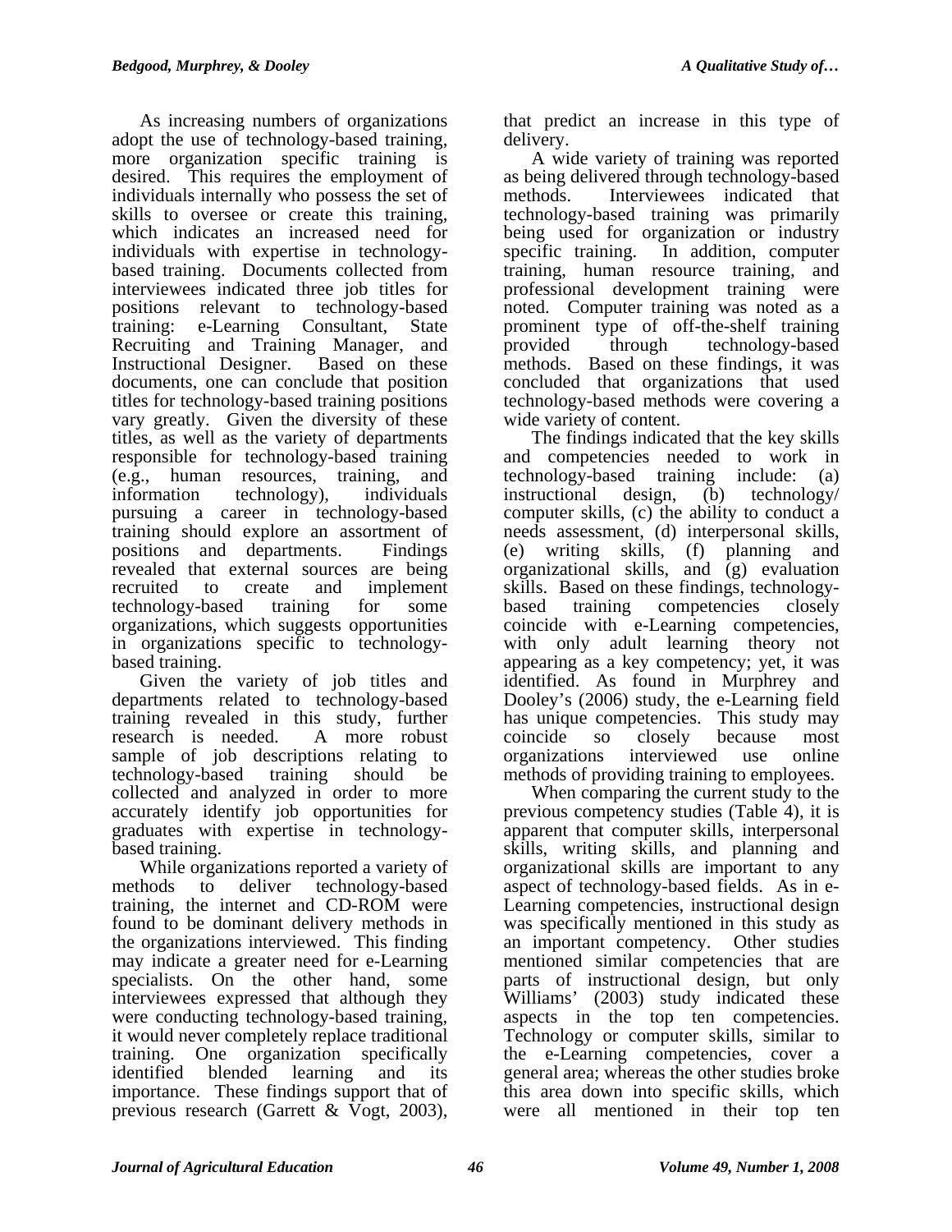As increasing numbers of organizations adopt the use of technology-based training, more organization specific training is desired. This requires the employment of individuals internally who possess the set of skills to oversee or create this training, which indicates an increased need for individuals with expertise in technology-based training. Documents collected from interviewees indicated three job titles for positions relevant to technology-based training: e-Learning Consultant, State Recruiting and Training Manager, and Instructional Designer. Based on these documents, one can conclude that position titles for technology-based training positions vary greatly. Given the diversity of these titles, as well as the variety of departments responsible for technology-based training (e.g., human resources, training, and information technology), individuals pursuing a career in technology-based training should explore an assortment of positions and departments. Findings revealed that external sources are being recruited to create and implement technology-based training for some organizations, which suggests opportunities in organizations specific to technology-based training.

Given the variety of job titles and departments related to technology-based training revealed in this study, further research is needed. A more robust sample of job descriptions relating to technology-based training should be collected and analyzed in order to more accurately identify job opportunities for graduates with expertise in technology-based training.

While organizations reported a variety of methods to deliver technology-based training, the internet and CD-ROM were found to be dominant delivery methods in the organizations interviewed. This finding may indicate a greater need for e-Learning specialists. On the other hand, some interviewees expressed that although they were conducting technology-based training, it would never completely replace traditional training. One organization specifically identified blended learning and its importance. These findings support that of previous research (Garrett & Vogt, 2003), that predict an increase in this type of delivery.

A wide variety of training was reported as being delivered through technology-based methods. Interviewees indicated that technology-based training was primarily being used for organization or industry specific training. In addition, computer training, human resource training, and professional development training were noted. Computer training was noted as a prominent type of off-the-shelf training provided through technology-based methods. Based on these findings, it was concluded that organizations that used technology-based methods were covering a wide variety of content.

The findings indicated that the key skills and competencies needed to work in technology-based training include: (a) instructional design, (b) technology/ computer skills, (c) the ability to conduct a needs assessment, (d) interpersonal skills, (e) writing skills, (f) planning and organizational skills, and (g) evaluation skills. Based on these findings, technology-based training competencies closely coincide with e-Learning competencies, with only adult learning theory not appearing as a key competency; yet, it was identified. As found in Murphrey and Dooley's (2006) study, the e-Learning field has unique competencies. This study may coincide so closely because most organizations interviewed use online methods of providing training to employees.

When comparing the current study to the previous competency studies (Table 4), it is apparent that computer skills, interpersonal skills, writing skills, and planning and organizational skills are important to any aspect of technology-based fields. As in e-Learning competencies, instructional design was specifically mentioned in this study as an important competency. Other studies mentioned similar competencies that are parts of instructional design, but only Williams' (2003) study indicated these aspects in the top ten competencies. Technology or computer skills, similar to the e-Learning competencies, cover a general area; whereas the other studies broke this area down into specific skills, which were all mentioned in their top ten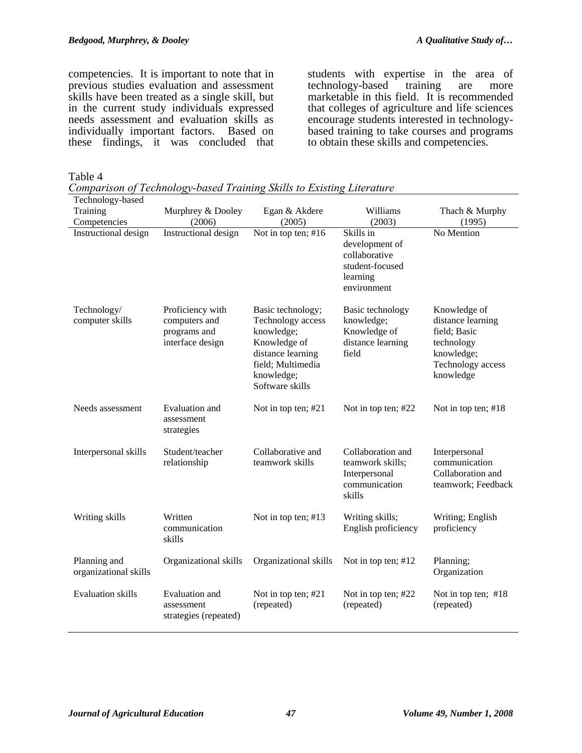competencies. It is important to note that in previous studies evaluation and assessment skills have been treated as a single skill, but in the current study individuals expressed needs assessment and evaluation skills as individually important factors. Based on these findings, it was concluded that students with expertise in the area of technology-based training are more marketable in this field. It is recommended that colleges of agriculture and life sciences encourage students interested in technology-based training to take courses and programs to obtain these skills and competencies.

Table 4
*Comparison of Technology-based Training Skills to Existing Literature*

| Technology-based Training Competencies | Murphrey & Dooley (2006) | Egan & Akdere (2005) | Williams (2003) | Thach & Murphy (1995) |
|---|---|---|---|---|
| Instructional design | Instructional design | Not in top ten; #16 | Skills in development of collaborative student-focused learning environment | No Mention |
| Technology/ computer skills | Proficiency with computers and programs and interface design | Basic technology; Technology access knowledge; Knowledge of distance learning field; Multimedia knowledge; Software skills | Basic technology knowledge; Knowledge of distance learning field | Knowledge of distance learning field; Basic technology knowledge; Technology access knowledge |
| Needs assessment | Evaluation and assessment strategies | Not in top ten; #21 | Not in top ten; #22 | Not in top ten; #18 |
| Interpersonal skills | Student/teacher relationship | Collaborative and teamwork skills | Collaboration and teamwork skills; Interpersonal communication skills | Interpersonal communication Collaboration and teamwork; Feedback |
| Writing skills | Written communication skills | Not in top ten; #13 | Writing skills; English proficiency | Writing; English proficiency |
| Planning and organizational skills | Organizational skills | Organizational skills | Not in top ten; #12 | Planning; Organization |
| Evaluation skills | Evaluation and assessment strategies (repeated) | Not in top ten; #21 (repeated) | Not in top ten; #22 (repeated) | Not in top ten; #18 (repeated) |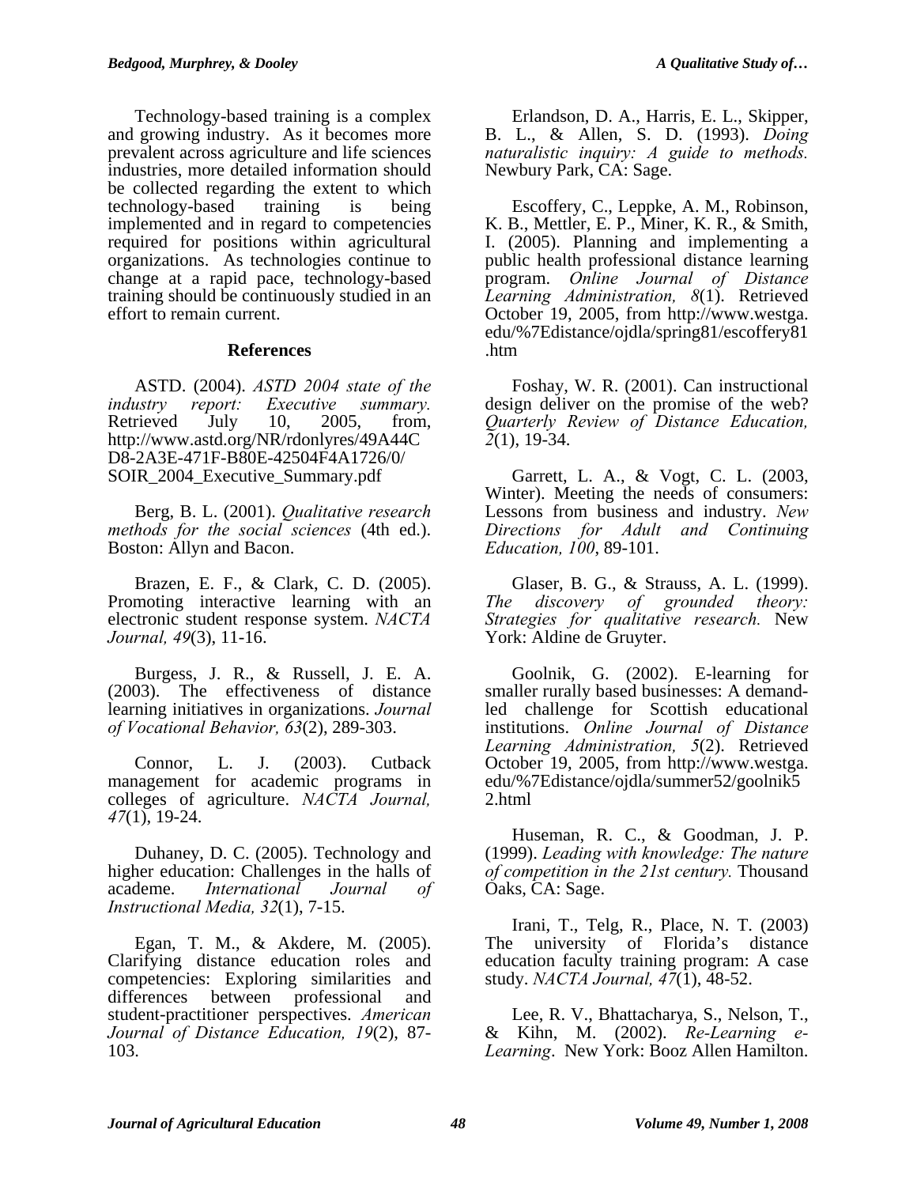Technology-based training is a complex and growing industry. As it becomes more prevalent across agriculture and life sciences industries, more detailed information should be collected regarding the extent to which technology-based training is being implemented and in regard to competencies required for positions within agricultural organizations. As technologies continue to change at a rapid pace, technology-based training should be continuously studied in an effort to remain current.

## References

ASTD. (2004). *ASTD 2004 state of the industry report: Executive summary.* Retrieved July 10, 2005, from, http://www.astd.org/NR/rdonlyres/49A44CD8-2A3E-471F-B80E-42504F4A1726/0/SOIR_2004_Executive_Summary.pdf

Berg, B. L. (2001). *Qualitative research methods for the social sciences* (4th ed.). Boston: Allyn and Bacon.

Brazen, E. F., & Clark, C. D. (2005). Promoting interactive learning with an electronic student response system. *NACTA Journal, 49*(3), 11-16.

Burgess, J. R., & Russell, J. E. A. (2003). The effectiveness of distance learning initiatives in organizations. *Journal of Vocational Behavior, 63*(2), 289-303.

Connor, L. J. (2003). Cutback management for academic programs in colleges of agriculture. *NACTA Journal, 47*(1), 19-24.

Duhaney, D. C. (2005). Technology and higher education: Challenges in the halls of academe. *International Journal of Instructional Media, 32*(1), 7-15.

Egan, T. M., & Akdere, M. (2005). Clarifying distance education roles and competencies: Exploring similarities and differences between professional and student-practitioner perspectives. *American Journal of Distance Education, 19*(2), 87-103.

Erlandson, D. A., Harris, E. L., Skipper, B. L., & Allen, S. D. (1993). *Doing naturalistic inquiry: A guide to methods.* Newbury Park, CA: Sage.

Escoffery, C., Leppke, A. M., Robinson, K. B., Mettler, E. P., Miner, K. R., & Smith, I. (2005). Planning and implementing a public health professional distance learning program. *Online Journal of Distance Learning Administration, 8*(1). Retrieved October 19, 2005, from http://www.westga.edu/%7Edistance/ojdla/spring81/escoffery81.htm

Foshay, W. R. (2001). Can instructional design deliver on the promise of the web? *Quarterly Review of Distance Education, 2*(1), 19-34.

Garrett, L. A., & Vogt, C. L. (2003, Winter). Meeting the needs of consumers: Lessons from business and industry. *New Directions for Adult and Continuing Education, 100*, 89-101.

Glaser, B. G., & Strauss, A. L. (1999). *The discovery of grounded theory: Strategies for qualitative research.* New York: Aldine de Gruyter.

Goolnik, G. (2002). E-learning for smaller rurally based businesses: A demand-led challenge for Scottish educational institutions. *Online Journal of Distance Learning Administration, 5*(2). Retrieved October 19, 2005, from http://www.westga.edu/%7Edistance/ojdla/summer52/goolnik52.html

Huseman, R. C., & Goodman, J. P. (1999). *Leading with knowledge: The nature of competition in the 21st century.* Thousand Oaks, CA: Sage.

Irani, T., Telg, R., Place, N. T. (2003) The university of Florida's distance education faculty training program: A case study. *NACTA Journal, 47*(1), 48-52.

Lee, R. V., Bhattacharya, S., Nelson, T., & Kihn, M. (2002). *Re-Learning e-Learning*. New York: Booz Allen Hamilton.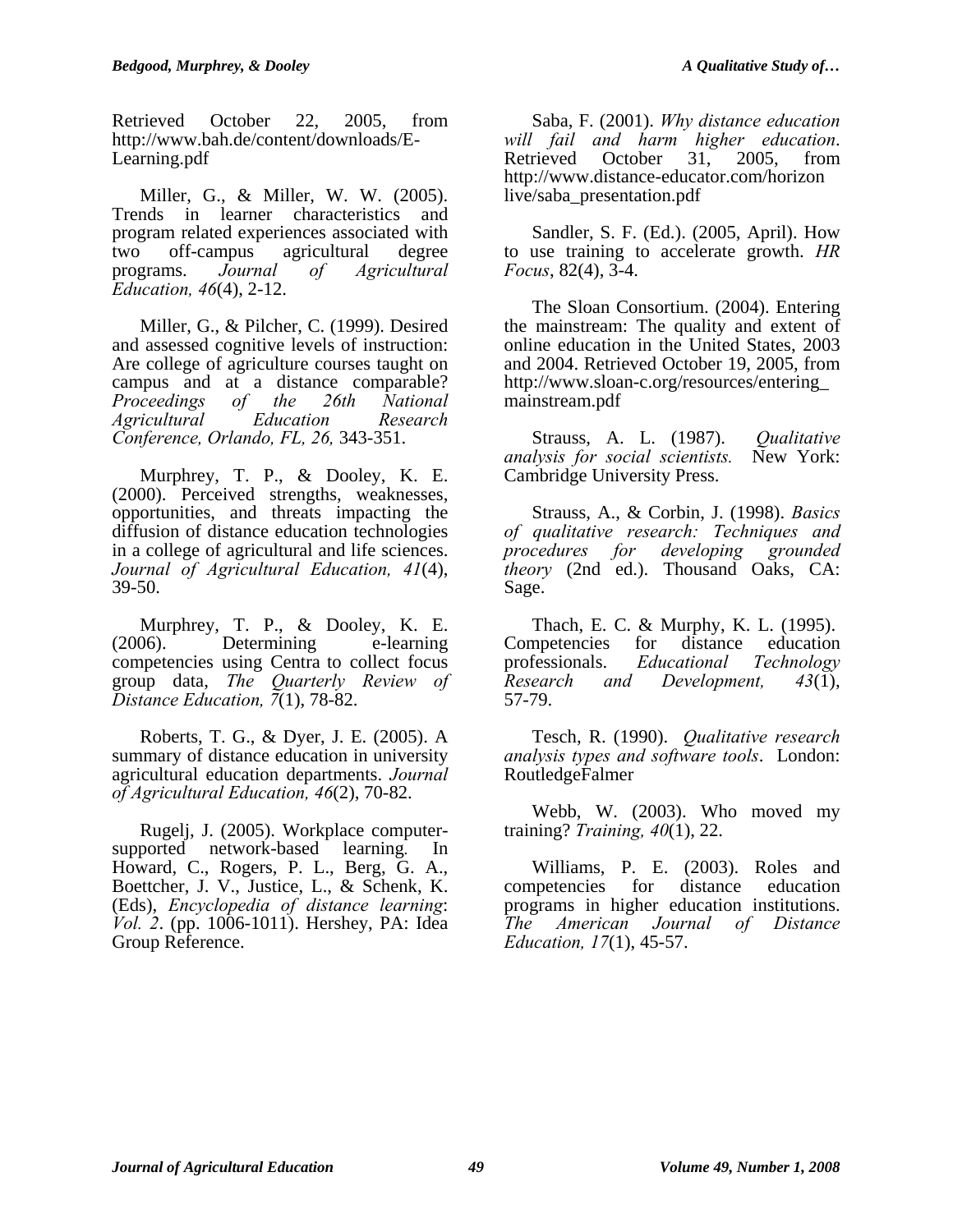Retrieved October 22, 2005, from http://www.bah.de/content/downloads/E-Learning.pdf

Miller, G., & Miller, W. W. (2005). Trends in learner characteristics and program related experiences associated with two off-campus agricultural degree programs. *Journal of Agricultural Education, 46*(4), 2-12.

Miller, G., & Pilcher, C. (1999). Desired and assessed cognitive levels of instruction: Are college of agriculture courses taught on campus and at a distance comparable? *Proceedings of the 26th National Agricultural Education Research Conference, Orlando, FL, 26,* 343-351.

Murphrey, T. P., & Dooley, K. E. (2000). Perceived strengths, weaknesses, opportunities, and threats impacting the diffusion of distance education technologies in a college of agricultural and life sciences. *Journal of Agricultural Education, 41*(4), 39-50.

Murphrey, T. P., & Dooley, K. E. (2006). Determining e-learning competencies using Centra to collect focus group data, *The Quarterly Review of Distance Education, 7*(1), 78-82.

Roberts, T. G., & Dyer, J. E. (2005). A summary of distance education in university agricultural education departments. *Journal of Agricultural Education, 46*(2), 70-82.

Rugelj, J. (2005). Workplace computer-supported network-based learning. In Howard, C., Rogers, P. L., Berg, G. A., Boettcher, J. V., Justice, L., & Schenk, K. (Eds), *Encyclopedia of distance learning*: *Vol. 2*. (pp. 1006-1011). Hershey, PA: Idea Group Reference.

Saba, F. (2001). *Why distance education will fail and harm higher education*. Retrieved October 31, 2005, from http://www.distance-educator.com/horizonlive/saba_presentation.pdf

Sandler, S. F. (Ed.). (2005, April). How to use training to accelerate growth. *HR Focus*, 82(4), 3-4.

The Sloan Consortium. (2004). Entering the mainstream: The quality and extent of online education in the United States, 2003 and 2004. Retrieved October 19, 2005, from http://www.sloan-c.org/resources/entering_mainstream.pdf

Strauss, A. L. (1987). *Qualitative analysis for social scientists.* New York: Cambridge University Press.

Strauss, A., & Corbin, J. (1998). *Basics of qualitative research: Techniques and procedures for developing grounded theory* (2nd ed.). Thousand Oaks, CA: Sage.

Thach, E. C. & Murphy, K. L. (1995). Competencies for distance education professionals. *Educational Technology Research and Development, 43*(1), 57-79.

Tesch, R. (1990). *Qualitative research analysis types and software tools*. London: RoutledgeFalmer

Webb, W. (2003). Who moved my training? *Training, 40*(1), 22.

Williams, P. E. (2003). Roles and competencies for distance education programs in higher education institutions. *The American Journal of Distance Education, 17*(1), 45-57.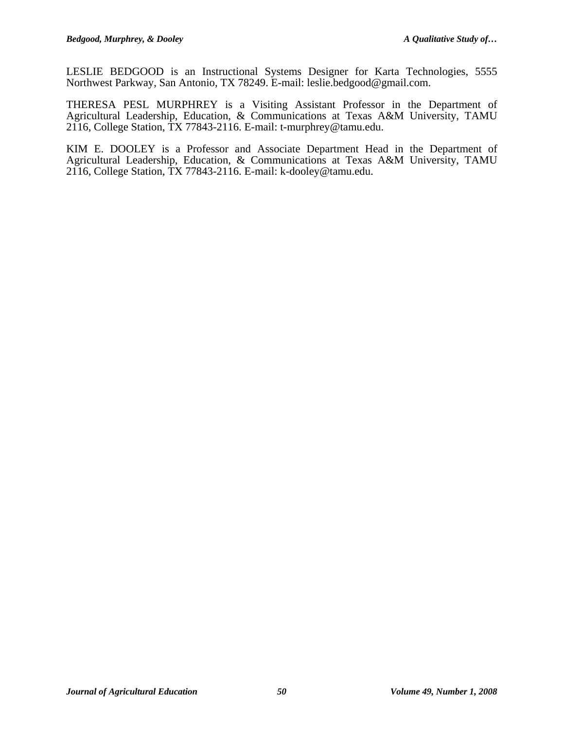LESLIE BEDGOOD is an Instructional Systems Designer for Karta Technologies, 5555 Northwest Parkway, San Antonio, TX 78249. E-mail: leslie.bedgood@gmail.com.

THERESA PESL MURPHREY is a Visiting Assistant Professor in the Department of Agricultural Leadership, Education, & Communications at Texas A&M University, TAMU 2116, College Station, TX 77843-2116. E-mail: t-murphrey@tamu.edu.

KIM E. DOOLEY is a Professor and Associate Department Head in the Department of Agricultural Leadership, Education, & Communications at Texas A&M University, TAMU 2116, College Station, TX 77843-2116. E-mail: k-dooley@tamu.edu.